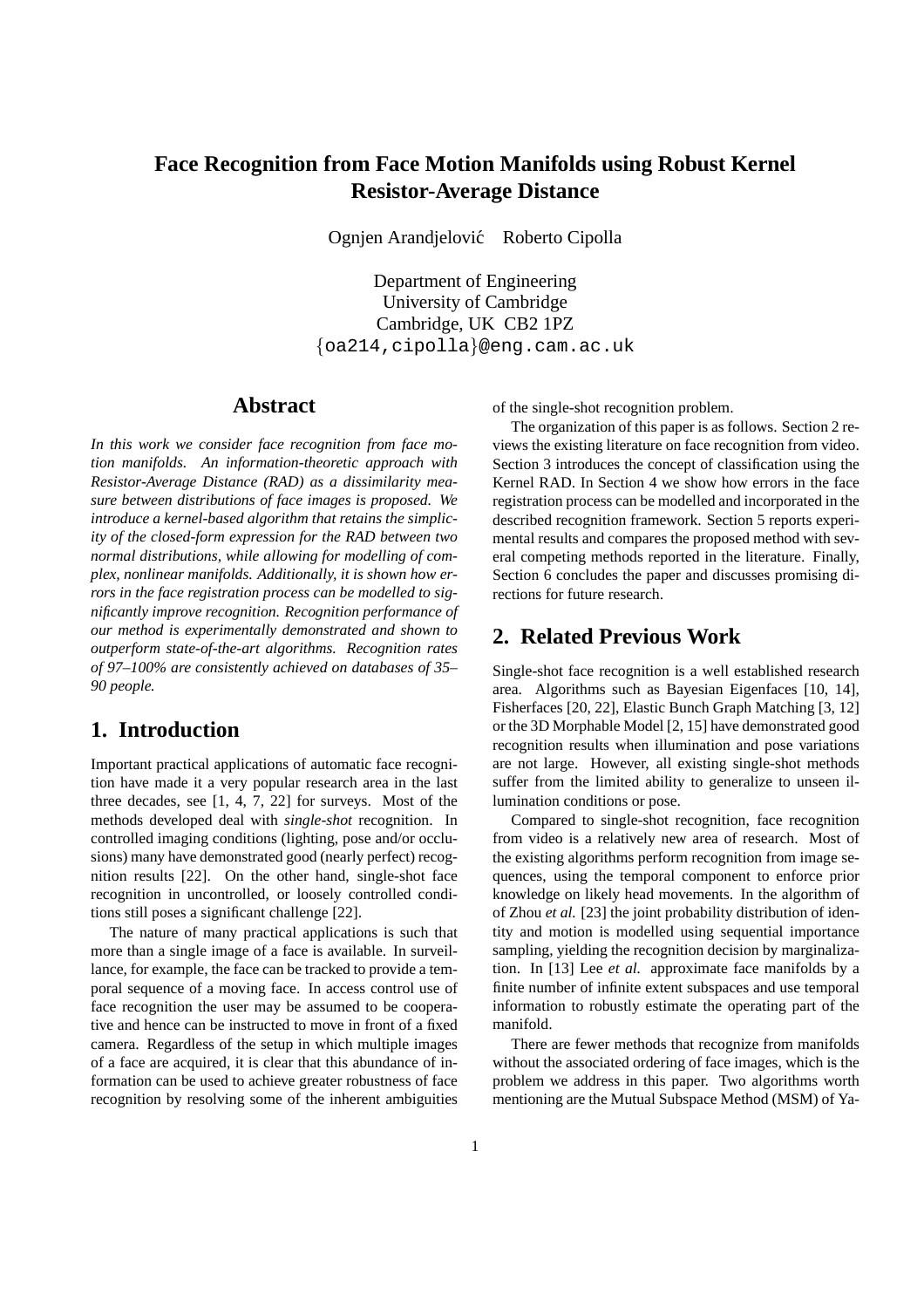# Face Recognition from Face Motion Manifolds using Robust Kernel Resistor-Average Distance

Ognjen Arandjelović Roberto Cipolla

Department of Engineering
University of Cambridge
Cambridge, UK CB2 1PZ
{oa214,cipolla}@eng.cam.ac.uk

## Abstract

*In this work we consider face recognition from face motion manifolds. An information-theoretic approach with Resistor-Average Distance (RAD) as a dissimilarity measure between distributions of face images is proposed. We introduce a kernel-based algorithm that retains the simplicity of the closed-form expression for the RAD between two normal distributions, while allowing for modelling of complex, nonlinear manifolds. Additionally, it is shown how errors in the face registration process can be modelled to significantly improve recognition. Recognition performance of our method is experimentally demonstrated and shown to outperform state-of-the-art algorithms. Recognition rates of 97–100% are consistently achieved on databases of 35–90 people.*

## 1. Introduction

Important practical applications of automatic face recognition have made it a very popular research area in the last three decades, see [1, 4, 7, 22] for surveys. Most of the methods developed deal with *single-shot* recognition. In controlled imaging conditions (lighting, pose and/or occlusions) many have demonstrated good (nearly perfect) recognition results [22]. On the other hand, single-shot face recognition in uncontrolled, or loosely controlled conditions still poses a significant challenge [22].

The nature of many practical applications is such that more than a single image of a face is available. In surveillance, for example, the face can be tracked to provide a temporal sequence of a moving face. In access control use of face recognition the user may be assumed to be cooperative and hence can be instructed to move in front of a fixed camera. Regardless of the setup in which multiple images of a face are acquired, it is clear that this abundance of information can be used to achieve greater robustness of face recognition by resolving some of the inherent ambiguities of the single-shot recognition problem.

The organization of this paper is as follows. Section 2 reviews the existing literature on face recognition from video. Section 3 introduces the concept of classification using the Kernel RAD. In Section 4 we show how errors in the face registration process can be modelled and incorporated in the described recognition framework. Section 5 reports experimental results and compares the proposed method with several competing methods reported in the literature. Finally, Section 6 concludes the paper and discusses promising directions for future research.

## 2. Related Previous Work

Single-shot face recognition is a well established research area. Algorithms such as Bayesian Eigenfaces [10, 14], Fisherfaces [20, 22], Elastic Bunch Graph Matching [3, 12] or the 3D Morphable Model [2, 15] have demonstrated good recognition results when illumination and pose variations are not large. However, all existing single-shot methods suffer from the limited ability to generalize to unseen illumination conditions or pose.

Compared to single-shot recognition, face recognition from video is a relatively new area of research. Most of the existing algorithms perform recognition from image sequences, using the temporal component to enforce prior knowledge on likely head movements. In the algorithm of of Zhou *et al.* [23] the joint probability distribution of identity and motion is modelled using sequential importance sampling, yielding the recognition decision by marginalization. In [13] Lee *et al.* approximate face manifolds by a finite number of infinite extent subspaces and use temporal information to robustly estimate the operating part of the manifold.

There are fewer methods that recognize from manifolds without the associated ordering of face images, which is the problem we address in this paper. Two algorithms worth mentioning are the Mutual Subspace Method (MSM) of Ya-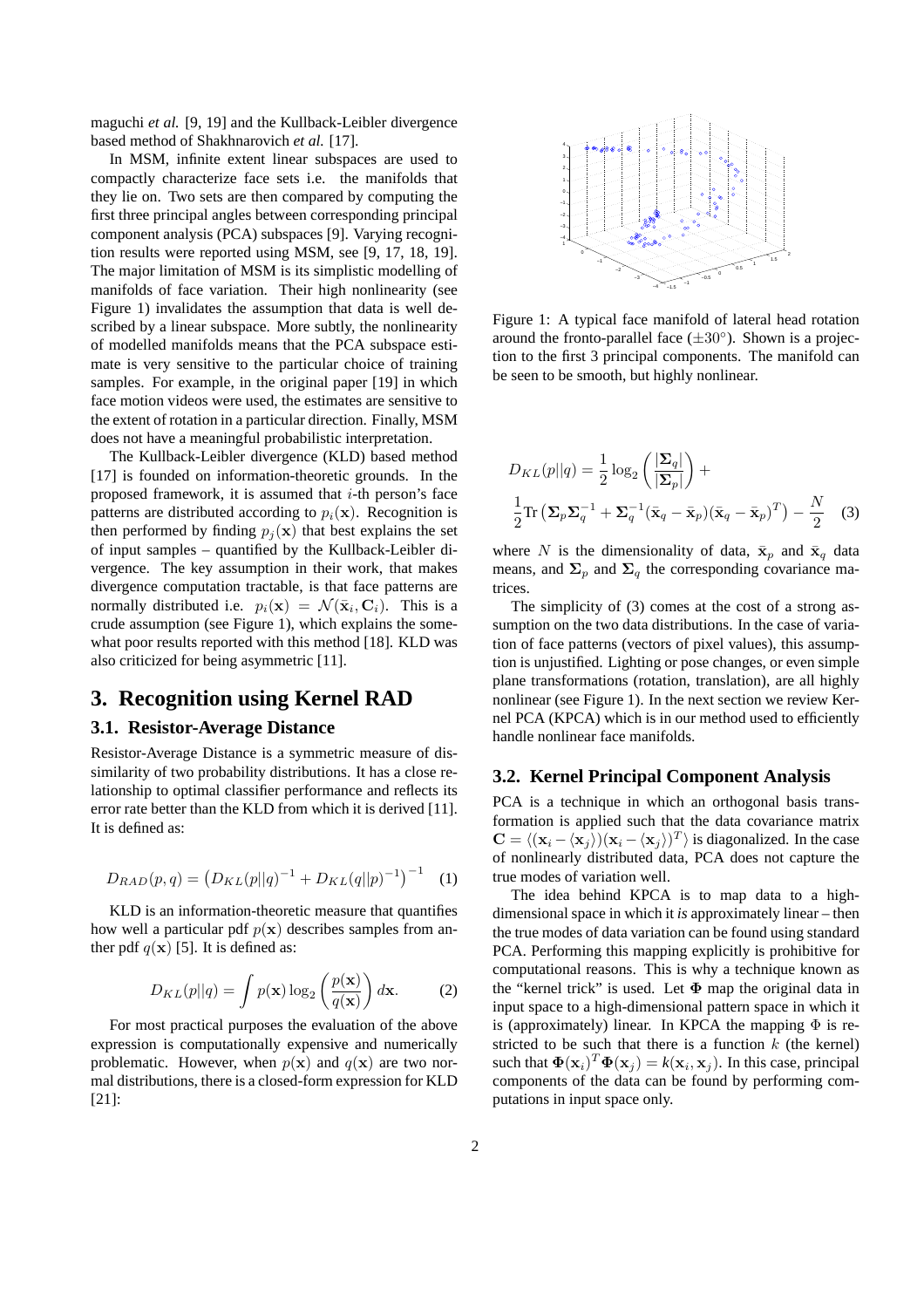maguchi *et al.* [9, 19] and the Kullback-Leibler divergence based method of Shakhnarovich *et al.* [17].

In MSM, infinite extent linear subspaces are used to compactly characterize face sets i.e. the manifolds that they lie on. Two sets are then compared by computing the first three principal angles between corresponding principal component analysis (PCA) subspaces [9]. Varying recognition results were reported using MSM, see [9, 17, 18, 19]. The major limitation of MSM is its simplistic modelling of manifolds of face variation. Their high nonlinearity (see Figure 1) invalidates the assumption that data is well described by a linear subspace. More subtly, the nonlinearity of modelled manifolds means that the PCA subspace estimate is very sensitive to the particular choice of training samples. For example, in the original paper [19] in which face motion videos were used, the estimates are sensitive to the extent of rotation in a particular direction. Finally, MSM does not have a meaningful probabilistic interpretation.

The Kullback-Leibler divergence (KLD) based method [17] is founded on information-theoretic grounds. In the proposed framework, it is assumed that $i$-th person's face patterns are distributed according to $p_i(\mathbf{x})$. Recognition is then performed by finding $p_j(\mathbf{x})$ that best explains the set of input samples – quantified by the Kullback-Leibler divergence. The key assumption in their work, that makes divergence computation tractable, is that face patterns are normally distributed i.e. $p_i(\mathbf{x}) = \mathcal{N}(\bar{\mathbf{x}}_i, \mathbf{C}_i)$. This is a crude assumption (see Figure 1), which explains the somewhat poor results reported with this method [18]. KLD was also criticized for being asymmetric [11].

# 3. Recognition using Kernel RAD

## 3.1. Resistor-Average Distance

Resistor-Average Distance is a symmetric measure of dissimilarity of two probability distributions. It has a close relationship to optimal classifier performance and reflects its error rate better than the KLD from which it is derived [11]. It is defined as:

$$D_{RAD}(p, q) = \left(D_{KL}(p||q)^{-1} + D_{KL}(q||p)^{-1}\right)^{-1} \quad (1)$$

KLD is an information-theoretic measure that quantifies how well a particular pdf $p(\mathbf{x})$ describes samples from another pdf $q(\mathbf{x})$ [5]. It is defined as:

$$D_{KL}(p||q) = \int p(\mathbf{x}) \log_2 \left(\frac{p(\mathbf{x})}{q(\mathbf{x})}\right) d\mathbf{x}. \quad (2)$$

For most practical purposes the evaluation of the above expression is computationally expensive and numerically problematic. However, when $p(\mathbf{x})$ and $q(\mathbf{x})$ are two normal distributions, there is a closed-form expression for KLD [21]:

Figure 1: A typical face manifold of lateral head rotation around the fronto-parallel face ($\pm 30°$). Shown is a projection to the first 3 principal components. The manifold can be seen to be smooth, but highly nonlinear.

$$D_{KL}(p||q) = \frac{1}{2}\log_2\left(\frac{|\mathbf{\Sigma}_q|}{|\mathbf{\Sigma}_p|}\right) + \frac{1}{2}\text{Tr}\left(\mathbf{\Sigma}_p \mathbf{\Sigma}_q^{-1} + \mathbf{\Sigma}_q^{-1}(\bar{\mathbf{x}}_q - \bar{\mathbf{x}}_p)(\bar{\mathbf{x}}_q - \bar{\mathbf{x}}_p)^T\right) - \frac{N}{2} \quad (3)$$

where $N$ is the dimensionality of data, $\bar{\mathbf{x}}_p$ and $\bar{\mathbf{x}}_q$ data means, and $\mathbf{\Sigma}_p$ and $\mathbf{\Sigma}_q$ the corresponding covariance matrices.

The simplicity of (3) comes at the cost of a strong assumption on the two data distributions. In the case of variation of face patterns (vectors of pixel values), this assumption is unjustified. Lighting or pose changes, or even simple plane transformations (rotation, translation), are all highly nonlinear (see Figure 1). In the next section we review Kernel PCA (KPCA) which is in our method used to efficiently handle nonlinear face manifolds.

## 3.2. Kernel Principal Component Analysis

PCA is a technique in which an orthogonal basis transformation is applied such that the data covariance matrix $\mathbf{C} = \langle(\mathbf{x}_i - \langle\mathbf{x}_j\rangle)(\mathbf{x}_i - \langle\mathbf{x}_j\rangle)^T\rangle$ is diagonalized. In the case of nonlinearly distributed data, PCA does not capture the true modes of variation well.

The idea behind KPCA is to map data to a high-dimensional space in which it *is* approximately linear – then the true modes of data variation can be found using standard PCA. Performing this mapping explicitly is prohibitive for computational reasons. This is why a technique known as the "kernel trick" is used. Let $\mathbf{\Phi}$ map the original data in input space to a high-dimensional pattern space in which it is (approximately) linear. In KPCA the mapping $\Phi$ is restricted to be such that there is a function $k$ (the kernel) such that $\mathbf{\Phi}(\mathbf{x}_i)^T\mathbf{\Phi}(\mathbf{x}_j) = k(\mathbf{x}_i, \mathbf{x}_j)$. In this case, principal components of the data can be found by performing computations in input space only.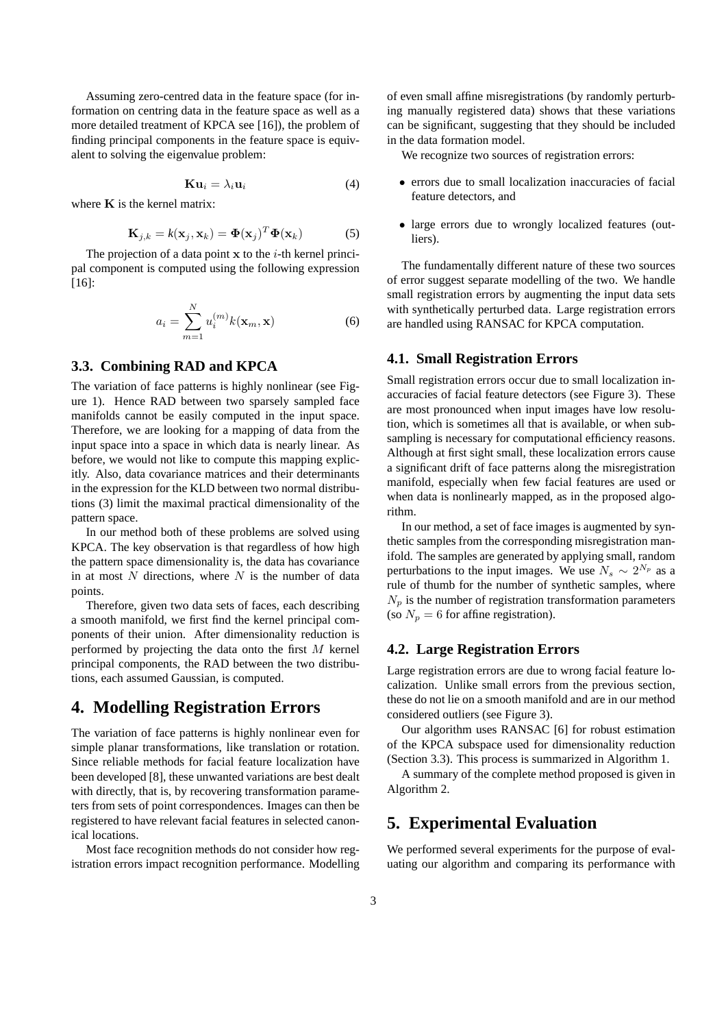Assuming zero-centred data in the feature space (for information on centring data in the feature space as well as a more detailed treatment of KPCA see [16]), the problem of finding principal components in the feature space is equivalent to solving the eigenvalue problem:

$$\mathbf{K}\mathbf{u}_i = \lambda_i \mathbf{u}_i \tag{4}$$

where $\mathbf{K}$ is the kernel matrix:

$$\mathbf{K}_{j,k} = k(\mathbf{x}_j, \mathbf{x}_k) = \mathbf{\Phi}(\mathbf{x}_j)^T \mathbf{\Phi}(\mathbf{x}_k) \tag{5}$$

The projection of a data point $\mathbf{x}$ to the $i$-th kernel principal component is computed using the following expression [16]:

$$a_i = \sum_{m=1}^{N} u_i^{(m)} k(\mathbf{x}_m, \mathbf{x}) \tag{6}$$

### 3.3. Combining RAD and KPCA

The variation of face patterns is highly nonlinear (see Figure 1). Hence RAD between two sparsely sampled face manifolds cannot be easily computed in the input space. Therefore, we are looking for a mapping of data from the input space into a space in which data is nearly linear. As before, we would not like to compute this mapping explicitly. Also, data covariance matrices and their determinants in the expression for the KLD between two normal distributions (3) limit the maximal practical dimensionality of the pattern space.

In our method both of these problems are solved using KPCA. The key observation is that regardless of how high the pattern space dimensionality is, the data has covariance in at most $N$ directions, where $N$ is the number of data points.

Therefore, given two data sets of faces, each describing a smooth manifold, we first find the kernel principal components of their union. After dimensionality reduction is performed by projecting the data onto the first $M$ kernel principal components, the RAD between the two distributions, each assumed Gaussian, is computed.

## 4. Modelling Registration Errors

The variation of face patterns is highly nonlinear even for simple planar transformations, like translation or rotation. Since reliable methods for facial feature localization have been developed [8], these unwanted variations are best dealt with directly, that is, by recovering transformation parameters from sets of point correspondences. Images can then be registered to have relevant facial features in selected canonical locations.

Most face recognition methods do not consider how registration errors impact recognition performance. Modelling of even small affine misregistrations (by randomly perturbing manually registered data) shows that these variations can be significant, suggesting that they should be included in the data formation model.

We recognize two sources of registration errors:

- errors due to small localization inaccuracies of facial feature detectors, and
- large errors due to wrongly localized features (outliers).

The fundamentally different nature of these two sources of error suggest separate modelling of the two. We handle small registration errors by augmenting the input data sets with synthetically perturbed data. Large registration errors are handled using RANSAC for KPCA computation.

### 4.1. Small Registration Errors

Small registration errors occur due to small localization inaccuracies of facial feature detectors (see Figure 3). These are most pronounced when input images have low resolution, which is sometimes all that is available, or when subsampling is necessary for computational efficiency reasons. Although at first sight small, these localization errors cause a significant drift of face patterns along the misregistration manifold, especially when few facial features are used or when data is nonlinearly mapped, as in the proposed algorithm.

In our method, a set of face images is augmented by synthetic samples from the corresponding misregistration manifold. The samples are generated by applying small, random perturbations to the input images. We use $N_s \sim 2^{N_p}$ as a rule of thumb for the number of synthetic samples, where $N_p$ is the number of registration transformation parameters (so $N_p = 6$ for affine registration).

### 4.2. Large Registration Errors

Large registration errors are due to wrong facial feature localization. Unlike small errors from the previous section, these do not lie on a smooth manifold and are in our method considered outliers (see Figure 3).

Our algorithm uses RANSAC [6] for robust estimation of the KPCA subspace used for dimensionality reduction (Section 3.3). This process is summarized in Algorithm 1.

A summary of the complete method proposed is given in Algorithm 2.

## 5. Experimental Evaluation

We performed several experiments for the purpose of evaluating our algorithm and comparing its performance with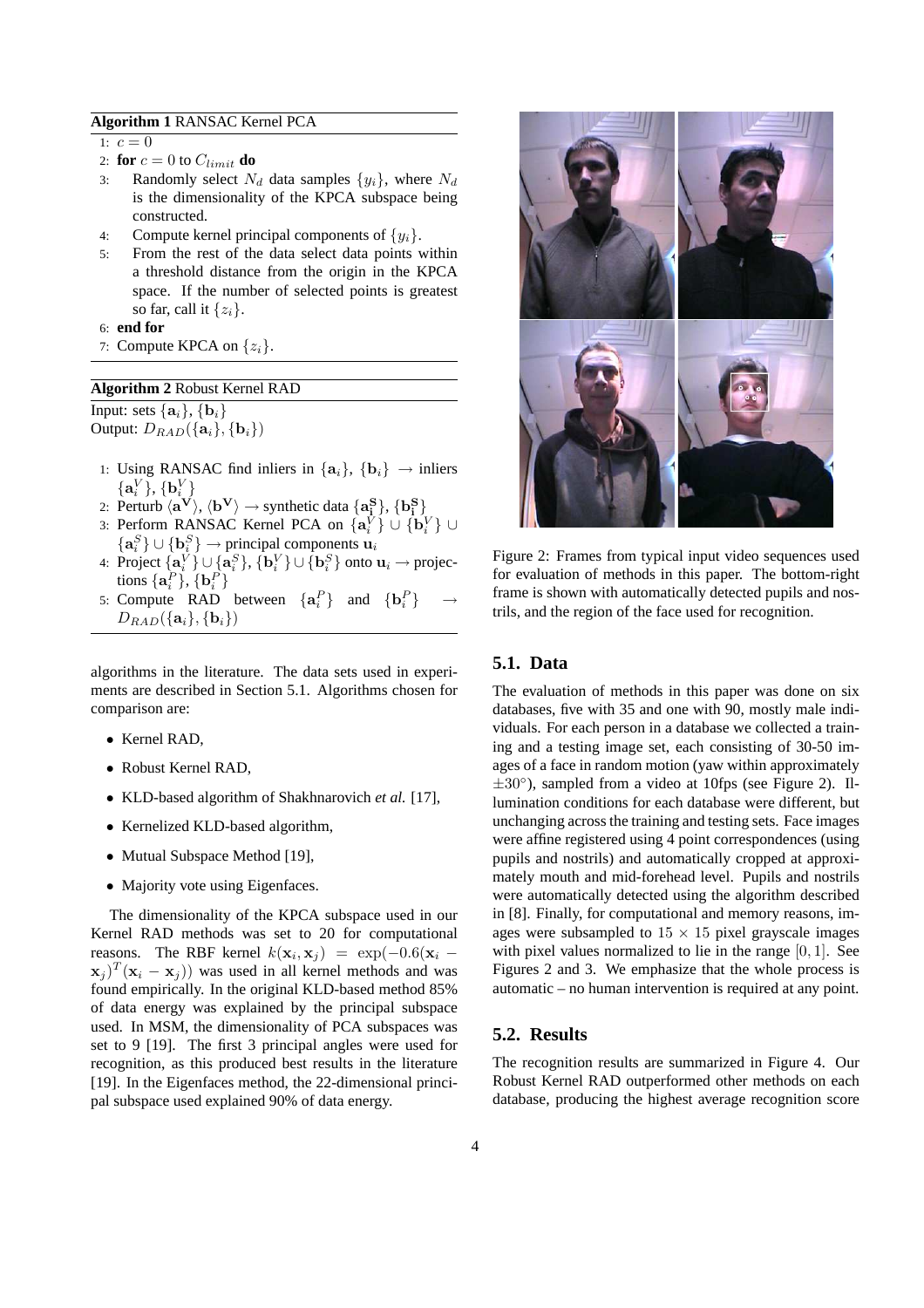**Algorithm 1** RANSAC Kernel PCA

1: $c = 0$
2: **for** $c = 0$ to $C_{limit}$ **do**
3: Randomly select $N_d$ data samples $\{y_i\}$, where $N_d$ is the dimensionality of the KPCA subspace being constructed.
4: Compute kernel principal components of $\{y_i\}$.
5: From the rest of the data select data points within a threshold distance from the origin in the KPCA space. If the number of selected points is greatest so far, call it $\{z_i\}$.
6: **end for**
7: Compute KPCA on $\{z_i\}$.

**Algorithm 2** Robust Kernel RAD

Input: sets $\{\mathbf{a}_i\}$, $\{\mathbf{b}_i\}$
Output: $D_{RAD}(\{\mathbf{a}_i\}, \{\mathbf{b}_i\})$

1: Using RANSAC find inliers in $\{\mathbf{a}_i\}$, $\{\mathbf{b}_i\}$ $\rightarrow$ inliers $\{\mathbf{a}_i^V\}$, $\{\mathbf{b}_i^V\}$
2: Perturb $\langle \mathbf{a}^{\mathbf{V}} \rangle$, $\langle \mathbf{b}^{\mathbf{V}} \rangle$ $\rightarrow$ synthetic data $\{\mathbf{a}_\mathbf{i}^\mathbf{S}\}$, $\{\mathbf{b}_\mathbf{i}^\mathbf{S}\}$
3: Perform RANSAC Kernel PCA on $\{\mathbf{a}_i^V\} \cup \{\mathbf{b}_i^V\} \cup \{\mathbf{a}_i^S\} \cup \{\mathbf{b}_i^S\}$ $\rightarrow$ principal components $\mathbf{u}_i$
4: Project $\{\mathbf{a}_i^V\} \cup \{\mathbf{a}_i^S\}$, $\{\mathbf{b}_i^V\} \cup \{\mathbf{b}_i^S\}$ onto $\mathbf{u}_i$ $\rightarrow$ projections $\{\mathbf{a}_i^P\}$, $\{\mathbf{b}_i^P\}$
5: Compute RAD between $\{\mathbf{a}_i^P\}$ and $\{\mathbf{b}_i^P\}$ $\rightarrow$ $D_{RAD}(\{\mathbf{a}_i\}, \{\mathbf{b}_i\})$

algorithms in the literature. The data sets used in experiments are described in Section 5.1. Algorithms chosen for comparison are:

- Kernel RAD,
- Robust Kernel RAD,
- KLD-based algorithm of Shakhnarovich *et al.* [17],
- Kernelized KLD-based algorithm,
- Mutual Subspace Method [19],
- Majority vote using Eigenfaces.

The dimensionality of the KPCA subspace used in our Kernel RAD methods was set to 20 for computational reasons. The RBF kernel $k(\mathbf{x}_i, \mathbf{x}_j) = \exp(-0.6(\mathbf{x}_i - \mathbf{x}_j)^T(\mathbf{x}_i - \mathbf{x}_j))$ was used in all kernel methods and was found empirically. In the original KLD-based method 85% of data energy was explained by the principal subspace used. In MSM, the dimensionality of PCA subspaces was set to 9 [19]. The first 3 principal angles were used for recognition, as this produced best results in the literature [19]. In the Eigenfaces method, the 22-dimensional principal subspace used explained 90% of data energy.

Figure 2: Frames from typical input video sequences used for evaluation of methods in this paper. The bottom-right frame is shown with automatically detected pupils and nostrils, and the region of the face used for recognition.

## 5.1. Data

The evaluation of methods in this paper was done on six databases, five with 35 and one with 90, mostly male individuals. For each person in a database we collected a training and a testing image set, each consisting of 30-50 images of a face in random motion (yaw within approximately $\pm 30°$), sampled from a video at 10fps (see Figure 2). Illumination conditions for each database were different, but unchanging across the training and testing sets. Face images were affine registered using 4 point correspondences (using pupils and nostrils) and automatically cropped at approximately mouth and mid-forehead level. Pupils and nostrils were automatically detected using the algorithm described in [8]. Finally, for computational and memory reasons, images were subsampled to $15 \times 15$ pixel grayscale images with pixel values normalized to lie in the range $[0, 1]$. See Figures 2 and 3. We emphasize that the whole process is automatic – no human intervention is required at any point.

## 5.2. Results

The recognition results are summarized in Figure 4. Our Robust Kernel RAD outperformed other methods on each database, producing the highest average recognition score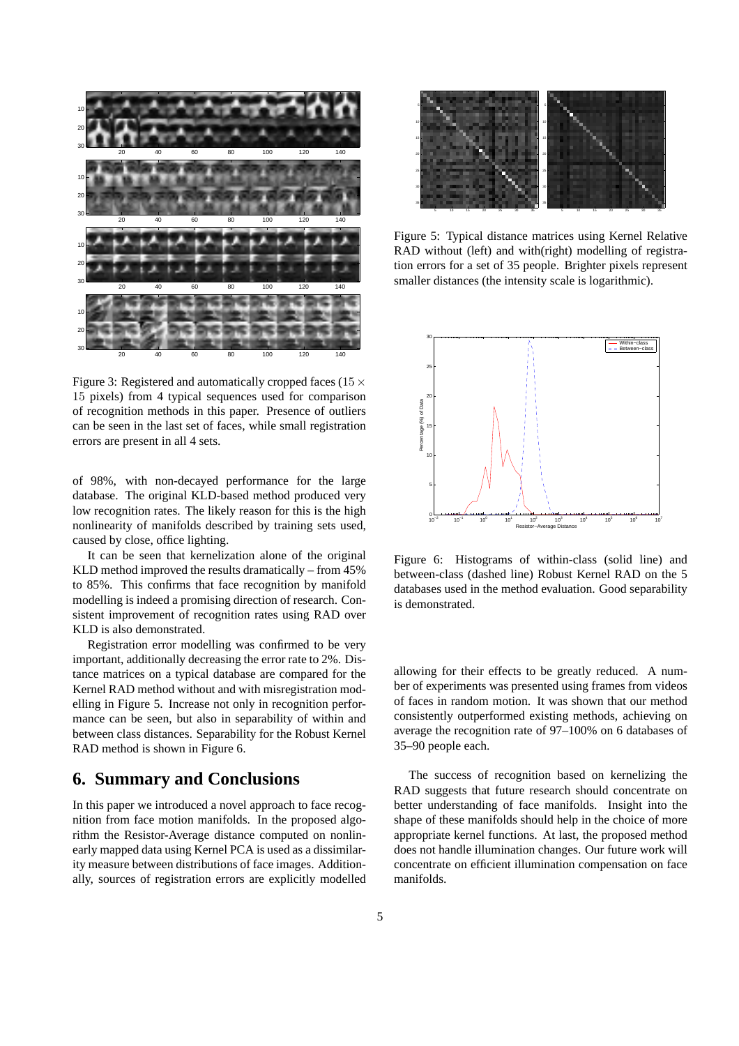Figure 3: Registered and automatically cropped faces ($15 \times 15$ pixels) from 4 typical sequences used for comparison of recognition methods in this paper. Presence of outliers can be seen in the last set of faces, while small registration errors are present in all 4 sets.

of 98%, with non-decayed performance for the large database. The original KLD-based method produced very low recognition rates. The likely reason for this is the high nonlinearity of manifolds described by training sets used, caused by close, office lighting.

It can be seen that kernelization alone of the original KLD method improved the results dramatically – from 45% to 85%. This confirms that face recognition by manifold modelling is indeed a promising direction of research. Consistent improvement of recognition rates using RAD over KLD is also demonstrated.

Registration error modelling was confirmed to be very important, additionally decreasing the error rate to 2%. Distance matrices on a typical database are compared for the Kernel RAD method without and with misregistration modelling in Figure 5. Increase not only in recognition performance can be seen, but also in separability of within and between class distances. Separability for the Robust Kernel RAD method is shown in Figure 6.

Figure 5: Typical distance matrices using Kernel Relative RAD without (left) and with(right) modelling of registration errors for a set of 35 people. Brighter pixels represent smaller distances (the intensity scale is logarithmic).

Figure 6: Histograms of within-class (solid line) and between-class (dashed line) Robust Kernel RAD on the 5 databases used in the method evaluation. Good separability is demonstrated.

## 6. Summary and Conclusions

In this paper we introduced a novel approach to face recognition from face motion manifolds. In the proposed algorithm the Resistor-Average distance computed on nonlinearly mapped data using Kernel PCA is used as a dissimilarity measure between distributions of face images. Additionally, sources of registration errors are explicitly modelled allowing for their effects to be greatly reduced. A number of experiments was presented using frames from videos of faces in random motion. It was shown that our method consistently outperformed existing methods, achieving on average the recognition rate of 97–100% on 6 databases of 35–90 people each.

The success of recognition based on kernelizing the RAD suggests that future research should concentrate on better understanding of face manifolds. Insight into the shape of these manifolds should help in the choice of more appropriate kernel functions. At last, the proposed method does not handle illumination changes. Our future work will concentrate on efficient illumination compensation on face manifolds.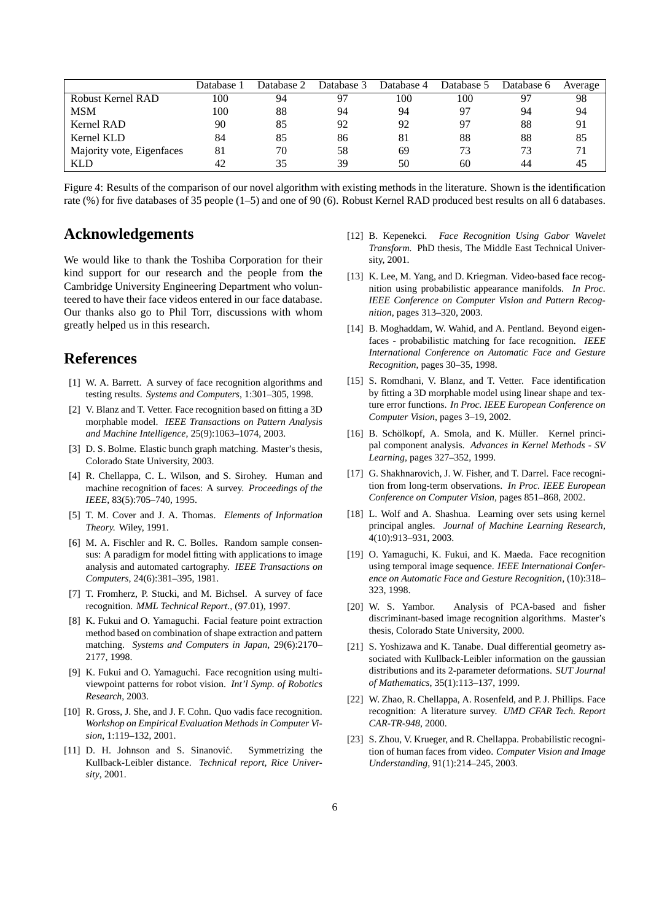| | Database 1 | Database 2 | Database 3 | Database 4 | Database 5 | Database 6 | Average |
|---|---|---|---|---|---|---|---|
| Robust Kernel RAD | 100 | 94 | 97 | 100 | 100 | 97 | 98 |
| MSM | 100 | 88 | 94 | 94 | 97 | 94 | 94 |
| Kernel RAD | 90 | 85 | 92 | 92 | 97 | 88 | 91 |
| Kernel KLD | 84 | 85 | 86 | 81 | 88 | 88 | 85 |
| Majority vote, Eigenfaces | 81 | 70 | 58 | 69 | 73 | 73 | 71 |
| KLD | 42 | 35 | 39 | 50 | 60 | 44 | 45 |

Figure 4: Results of the comparison of our novel algorithm with existing methods in the literature. Shown is the identification rate (%) for five databases of 35 people (1–5) and one of 90 (6). Robust Kernel RAD produced best results on all 6 databases.

## Acknowledgements

We would like to thank the Toshiba Corporation for their kind support for our research and the people from the Cambridge University Engineering Department who volunteered to have their face videos entered in our face database. Our thanks also go to Phil Torr, discussions with whom greatly helped us in this research.

## References

[1] W. A. Barrett. A survey of face recognition algorithms and testing results. *Systems and Computers*, 1:301–305, 1998.

[2] V. Blanz and T. Vetter. Face recognition based on fitting a 3D morphable model. *IEEE Transactions on Pattern Analysis and Machine Intelligence*, 25(9):1063–1074, 2003.

[3] D. S. Bolme. Elastic bunch graph matching. Master's thesis, Colorado State University, 2003.

[4] R. Chellappa, C. L. Wilson, and S. Sirohey. Human and machine recognition of faces: A survey. *Proceedings of the IEEE*, 83(5):705–740, 1995.

[5] T. M. Cover and J. A. Thomas. *Elements of Information Theory.* Wiley, 1991.

[6] M. A. Fischler and R. C. Bolles. Random sample consensus: A paradigm for model fitting with applications to image analysis and automated cartography. *IEEE Transactions on Computers*, 24(6):381–395, 1981.

[7] T. Fromherz, P. Stucki, and M. Bichsel. A survey of face recognition. *MML Technical Report.*, (97.01), 1997.

[8] K. Fukui and O. Yamaguchi. Facial feature point extraction method based on combination of shape extraction and pattern matching. *Systems and Computers in Japan*, 29(6):2170–2177, 1998.

[9] K. Fukui and O. Yamaguchi. Face recognition using multi-viewpoint patterns for robot vision. *Int'l Symp. of Robotics Research*, 2003.

[10] R. Gross, J. She, and J. F. Cohn. Quo vadis face recognition. *Workshop on Empirical Evaluation Methods in Computer Vision*, 1:119–132, 2001.

[11] D. H. Johnson and S. Sinanović. Symmetrizing the Kullback-Leibler distance. *Technical report, Rice University*, 2001.

[12] B. Kepenekci. *Face Recognition Using Gabor Wavelet Transform.* PhD thesis, The Middle East Technical University, 2001.

[13] K. Lee, M. Yang, and D. Kriegman. Video-based face recognition using probabilistic appearance manifolds. *In Proc. IEEE Conference on Computer Vision and Pattern Recognition*, pages 313–320, 2003.

[14] B. Moghaddam, W. Wahid, and A. Pentland. Beyond eigenfaces - probabilistic matching for face recognition. *IEEE International Conference on Automatic Face and Gesture Recognition*, pages 30–35, 1998.

[15] S. Romdhani, V. Blanz, and T. Vetter. Face identification by fitting a 3D morphable model using linear shape and texture error functions. *In Proc. IEEE European Conference on Computer Vision*, pages 3–19, 2002.

[16] B. Schölkopf, A. Smola, and K. Müller. Kernel principal component analysis. *Advances in Kernel Methods - SV Learning*, pages 327–352, 1999.

[17] G. Shakhnarovich, J. W. Fisher, and T. Darrel. Face recognition from long-term observations. *In Proc. IEEE European Conference on Computer Vision*, pages 851–868, 2002.

[18] L. Wolf and A. Shashua. Learning over sets using kernel principal angles. *Journal of Machine Learning Research*, 4(10):913–931, 2003.

[19] O. Yamaguchi, K. Fukui, and K. Maeda. Face recognition using temporal image sequence. *IEEE International Conference on Automatic Face and Gesture Recognition*, (10):318–323, 1998.

[20] W. S. Yambor. Analysis of PCA-based and fisher discriminant-based image recognition algorithms. Master's thesis, Colorado State University, 2000.

[21] S. Yoshizawa and K. Tanabe. Dual differential geometry associated with Kullback-Leibler information on the gaussian distributions and its 2-parameter deformations. *SUT Journal of Mathematics*, 35(1):113–137, 1999.

[22] W. Zhao, R. Chellappa, A. Rosenfeld, and P. J. Phillips. Face recognition: A literature survey. *UMD CFAR Tech. Report CAR-TR-948*, 2000.

[23] S. Zhou, V. Krueger, and R. Chellappa. Probabilistic recognition of human faces from video. *Computer Vision and Image Understanding*, 91(1):214–245, 2003.